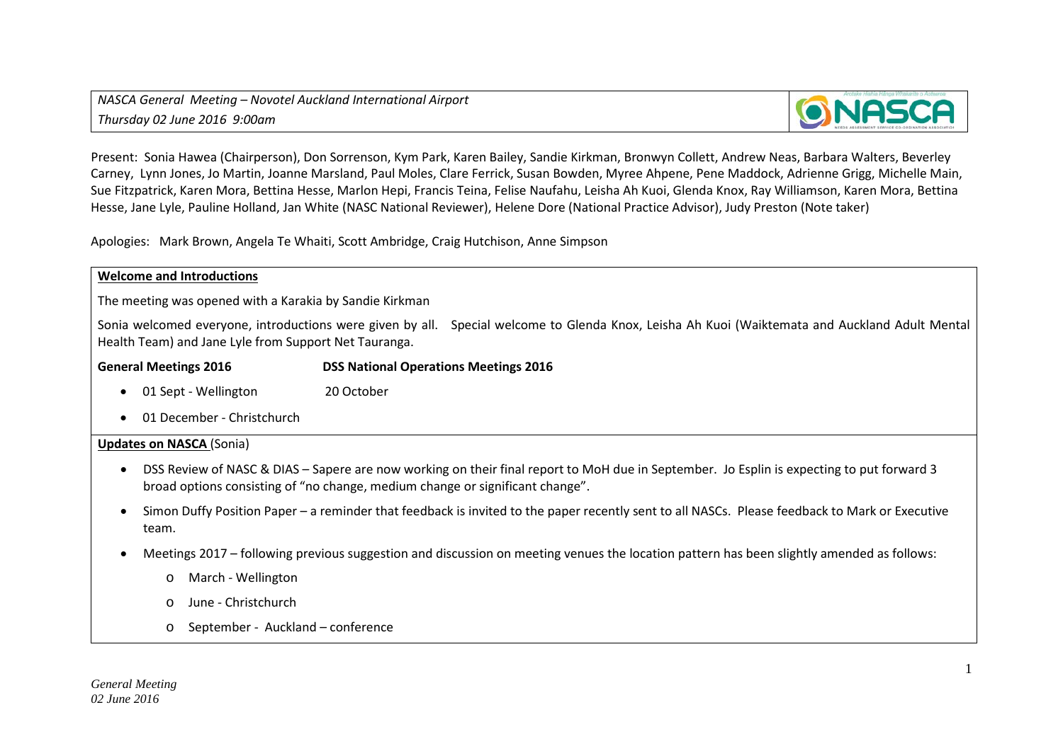*NASCA General Meeting – Novotel Auckland International Airport*
*Thursday 02 June 2016 9:00am*

Present: Sonia Hawea (Chairperson), Don Sorrenson, Kym Park, Karen Bailey, Sandie Kirkman, Bronwyn Collett, Andrew Neas, Barbara Walters, Beverley Carney, Lynn Jones, Jo Martin, Joanne Marsland, Paul Moles, Clare Ferrick, Susan Bowden, Myree Ahpene, Pene Maddock, Adrienne Grigg, Michelle Main, Sue Fitzpatrick, Karen Mora, Bettina Hesse, Marlon Hepi, Francis Teina, Felise Naufahu, Leisha Ah Kuoi, Glenda Knox, Ray Williamson, Karen Mora, Bettina Hesse, Jane Lyle, Pauline Holland, Jan White (NASC National Reviewer), Helene Dore (National Practice Advisor), Judy Preston (Note taker)

Apologies: Mark Brown, Angela Te Whaiti, Scott Ambridge, Craig Hutchison, Anne Simpson

**Welcome and Introductions**

The meeting was opened with a Karakia by Sandie Kirkman

Sonia welcomed everyone, introductions were given by all. Special welcome to Glenda Knox, Leisha Ah Kuoi (Waiktemata and Auckland Adult Mental Health Team) and Jane Lyle from Support Net Tauranga.

| **General Meetings 2016** | **DSS National Operations Meetings 2016** |
| --- | --- |
| • 01 Sept - Wellington | 20 October |
| • 01 December - Christchurch | |

**Updates on NASCA** (Sonia)

- DSS Review of NASC & DIAS – Sapere are now working on their final report to MoH due in September. Jo Esplin is expecting to put forward 3 broad options consisting of "no change, medium change or significant change".
- Simon Duffy Position Paper – a reminder that feedback is invited to the paper recently sent to all NASCs. Please feedback to Mark or Executive team.
- Meetings 2017 – following previous suggestion and discussion on meeting venues the location pattern has been slightly amended as follows:
  - March - Wellington
  - June - Christchurch
  - September - Auckland – conference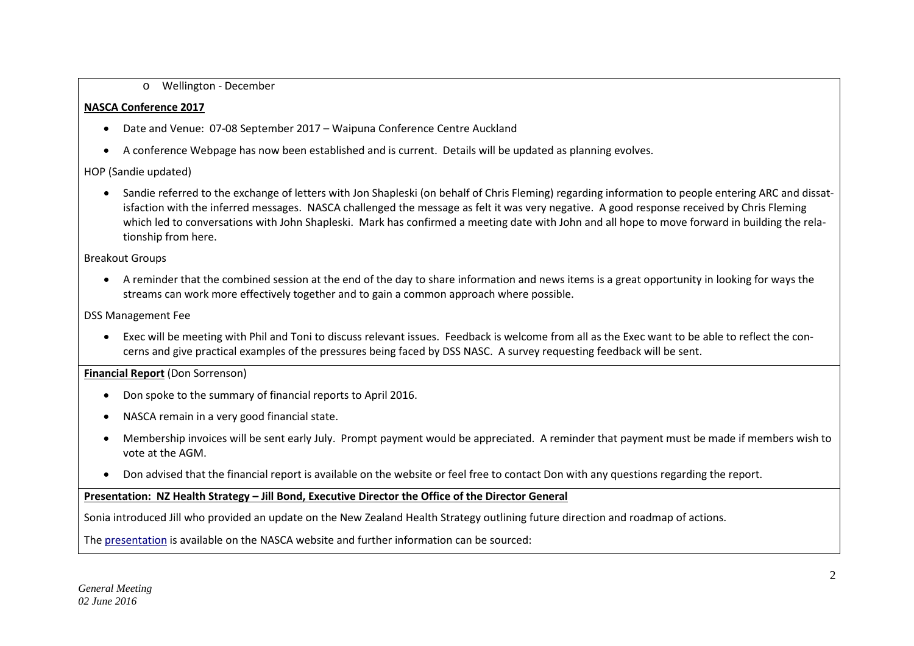- Wellington - December

**NASCA Conference 2017**

- Date and Venue: 07-08 September 2017 – Waipuna Conference Centre Auckland
- A conference Webpage has now been established and is current. Details will be updated as planning evolves.

HOP (Sandie updated)

- Sandie referred to the exchange of letters with Jon Shapleski (on behalf of Chris Fleming) regarding information to people entering ARC and dissatisfaction with the inferred messages. NASCA challenged the message as felt it was very negative. A good response received by Chris Fleming which led to conversations with John Shapleski. Mark has confirmed a meeting date with John and all hope to move forward in building the relationship from here.

Breakout Groups

- A reminder that the combined session at the end of the day to share information and news items is a great opportunity in looking for ways the streams can work more effectively together and to gain a common approach where possible.

DSS Management Fee

- Exec will be meeting with Phil and Toni to discuss relevant issues. Feedback is welcome from all as the Exec want to be able to reflect the concerns and give practical examples of the pressures being faced by DSS NASC. A survey requesting feedback will be sent.

**Financial Report** (Don Sorrenson)

- Don spoke to the summary of financial reports to April 2016.
- NASCA remain in a very good financial state.
- Membership invoices will be sent early July. Prompt payment would be appreciated. A reminder that payment must be made if members wish to vote at the AGM.
- Don advised that the financial report is available on the website or feel free to contact Don with any questions regarding the report.

**Presentation: NZ Health Strategy – Jill Bond, Executive Director the Office of the Director General**

Sonia introduced Jill who provided an update on the New Zealand Health Strategy outlining future direction and roadmap of actions.

The presentation is available on the NASCA website and further information can be sourced: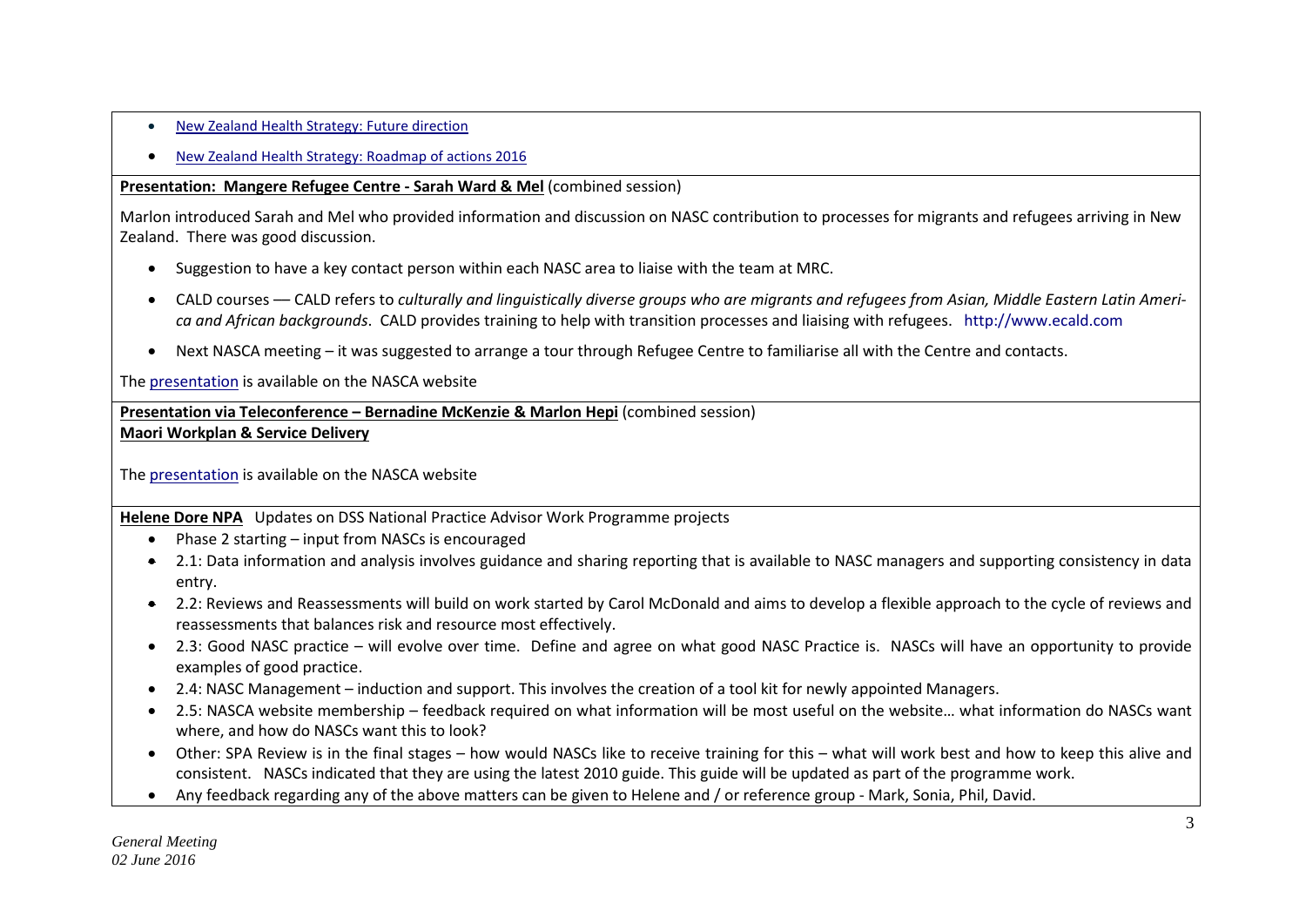- New Zealand Health Strategy: Future direction
- New Zealand Health Strategy: Roadmap of actions 2016

**Presentation: Mangere Refugee Centre - Sarah Ward & Mel** (combined session)

Marlon introduced Sarah and Mel who provided information and discussion on NASC contribution to processes for migrants and refugees arriving in New Zealand. There was good discussion.

- Suggestion to have a key contact person within each NASC area to liaise with the team at MRC.
- CALD courses — CALD refers to *culturally and linguistically diverse groups who are migrants and refugees from Asian, Middle Eastern Latin America and African backgrounds*. CALD provides training to help with transition processes and liaising with refugees. http://www.ecald.com
- Next NASCA meeting – it was suggested to arrange a tour through Refugee Centre to familiarise all with the Centre and contacts.

The presentation is available on the NASCA website

**Presentation via Teleconference – Bernadine McKenzie & Marlon Hepi** (combined session)
**Maori Workplan & Service Delivery**

The presentation is available on the NASCA website

**Helene Dore NPA** Updates on DSS National Practice Advisor Work Programme projects

- Phase 2 starting – input from NASCs is encouraged
- 2.1: Data information and analysis involves guidance and sharing reporting that is available to NASC managers and supporting consistency in data entry.
- 2.2: Reviews and Reassessments will build on work started by Carol McDonald and aims to develop a flexible approach to the cycle of reviews and reassessments that balances risk and resource most effectively.
- 2.3: Good NASC practice – will evolve over time. Define and agree on what good NASC Practice is. NASCs will have an opportunity to provide examples of good practice.
- 2.4: NASC Management – induction and support. This involves the creation of a tool kit for newly appointed Managers.
- 2.5: NASCA website membership – feedback required on what information will be most useful on the website… what information do NASCs want where, and how do NASCs want this to look?
- Other: SPA Review is in the final stages – how would NASCs like to receive training for this – what will work best and how to keep this alive and consistent. NASCs indicated that they are using the latest 2010 guide. This guide will be updated as part of the programme work.
- Any feedback regarding any of the above matters can be given to Helene and / or reference group - Mark, Sonia, Phil, David.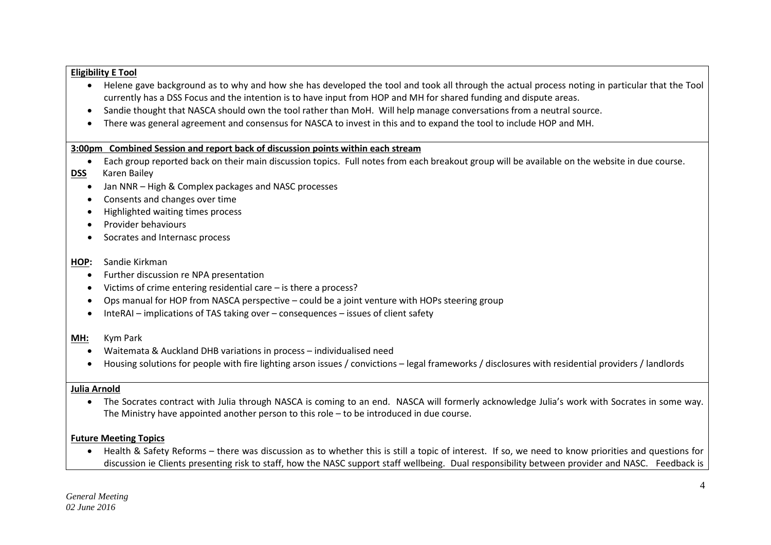**Eligibility E Tool**

- Helene gave background as to why and how she has developed the tool and took all through the actual process noting in particular that the Tool currently has a DSS Focus and the intention is to have input from HOP and MH for shared funding and dispute areas.
- Sandie thought that NASCA should own the tool rather than MoH. Will help manage conversations from a neutral source.
- There was general agreement and consensus for NASCA to invest in this and to expand the tool to include HOP and MH.

**3:00pm Combined Session and report back of discussion points within each stream**

- Each group reported back on their main discussion topics. Full notes from each breakout group will be available on the website in due course.

**DSS** Karen Bailey

- Jan NNR – High & Complex packages and NASC processes
- Consents and changes over time
- Highlighted waiting times process
- Provider behaviours
- Socrates and Internasc process

**HOP:** Sandie Kirkman

- Further discussion re NPA presentation
- Victims of crime entering residential care – is there a process?
- Ops manual for HOP from NASCA perspective – could be a joint venture with HOPs steering group
- InteRAI – implications of TAS taking over – consequences – issues of client safety

**MH:** Kym Park

- Waitemata & Auckland DHB variations in process – individualised need
- Housing solutions for people with fire lighting arson issues / convictions – legal frameworks / disclosures with residential providers / landlords

**Julia Arnold**

- The Socrates contract with Julia through NASCA is coming to an end. NASCA will formerly acknowledge Julia's work with Socrates in some way. The Ministry have appointed another person to this role – to be introduced in due course.

**Future Meeting Topics**

- Health & Safety Reforms – there was discussion as to whether this is still a topic of interest. If so, we need to know priorities and questions for discussion ie Clients presenting risk to staff, how the NASC support staff wellbeing. Dual responsibility between provider and NASC. Feedback is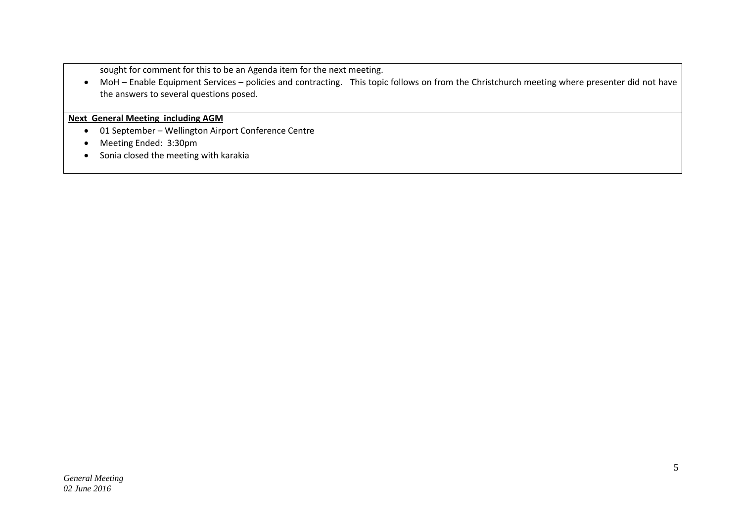sought for comment for this to be an Agenda item for the next meeting.

- MoH – Enable Equipment Services – policies and contracting. This topic follows on from the Christchurch meeting where presenter did not have the answers to several questions posed.

**Next General Meeting including AGM**

- 01 September – Wellington Airport Conference Centre
- Meeting Ended: 3:30pm
- Sonia closed the meeting with karakia